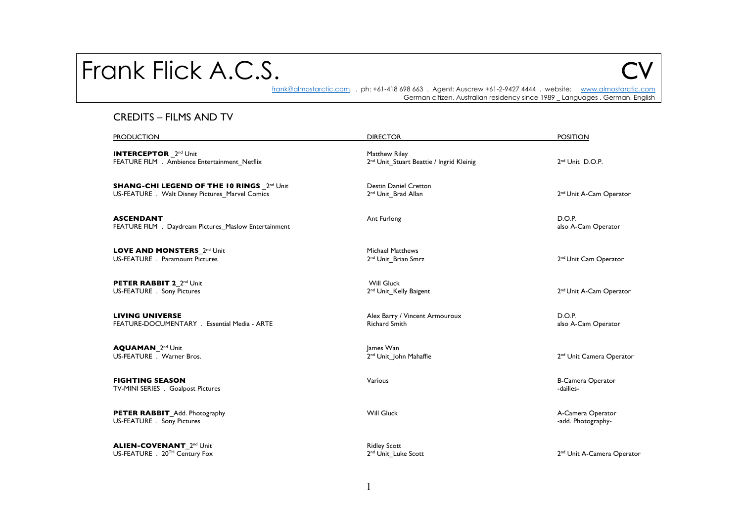# Frank Flick A.C.S. CV

[frank@almostarctic.com](mailto:frank@almostarctic.com). . ph: +61-418 698 663 . Agent: Auscrew +61-2-9427 4444 . website: [www.almostarctic.com](http://www.almostarctic.com)
German citizen, Australian residency since 1989 _ Languages . German, English

## CREDITS – FILMS AND TV

| PRODUCTION | DIRECTOR | POSITION |
|---|---|---|
| **INTERCEPTOR** _2nd Unit<br>FEATURE FILM . Ambience Entertainment_Netflix | Matthew Riley<br>2nd Unit_Stuart Beattie / Ingrid Kleinig | 2nd Unit D.O.P. |
| **SHANG-CHI LEGEND OF THE 10 RINGS** _2nd Unit<br>US-FEATURE . Walt Disney Pictures_Marvel Comics | Destin Daniel Cretton<br>2nd Unit_Brad Allan | 2nd Unit A-Cam Operator |
| **ASCENDANT**<br>FEATURE FILM . Daydream Pictures_Maslow Entertainment | Ant Furlong | D.O.P.<br>also A-Cam Operator |
| **LOVE AND MONSTERS**_2nd Unit<br>US-FEATURE . Paramount Pictures | Michael Matthews<br>2nd Unit_Brian Smrz | 2nd Unit Cam Operator |
| **PETER RABBIT 2**_2nd Unit<br>US-FEATURE . Sony Pictures | Will Gluck<br>2nd Unit_Kelly Baigent | 2nd Unit A-Cam Operator |
| **LIVING UNIVERSE**<br>FEATURE-DOCUMENTARY . Essential Media - ARTE | Alex Barry / Vincent Armouroux<br>Richard Smith | D.O.P.<br>also A-Cam Operator |
| **AQUAMAN**_2nd Unit<br>US-FEATURE . Warner Bros. | James Wan<br>2nd Unit_John Mahaffie | 2nd Unit Camera Operator |
| **FIGHTING SEASON**<br>TV-MINI SERIES . Goalpost Pictures | Various | B-Camera Operator<br>-dailies- |
| **PETER RABBIT**_Add. Photography<br>US-FEATURE . Sony Pictures | Will Gluck | A-Camera Operator<br>-add. Photography- |
| **ALIEN-COVENANT**_2nd Unit<br>US-FEATURE . 20TH Century Fox | Ridley Scott<br>2nd Unit_Luke Scott | 2nd Unit A-Camera Operator |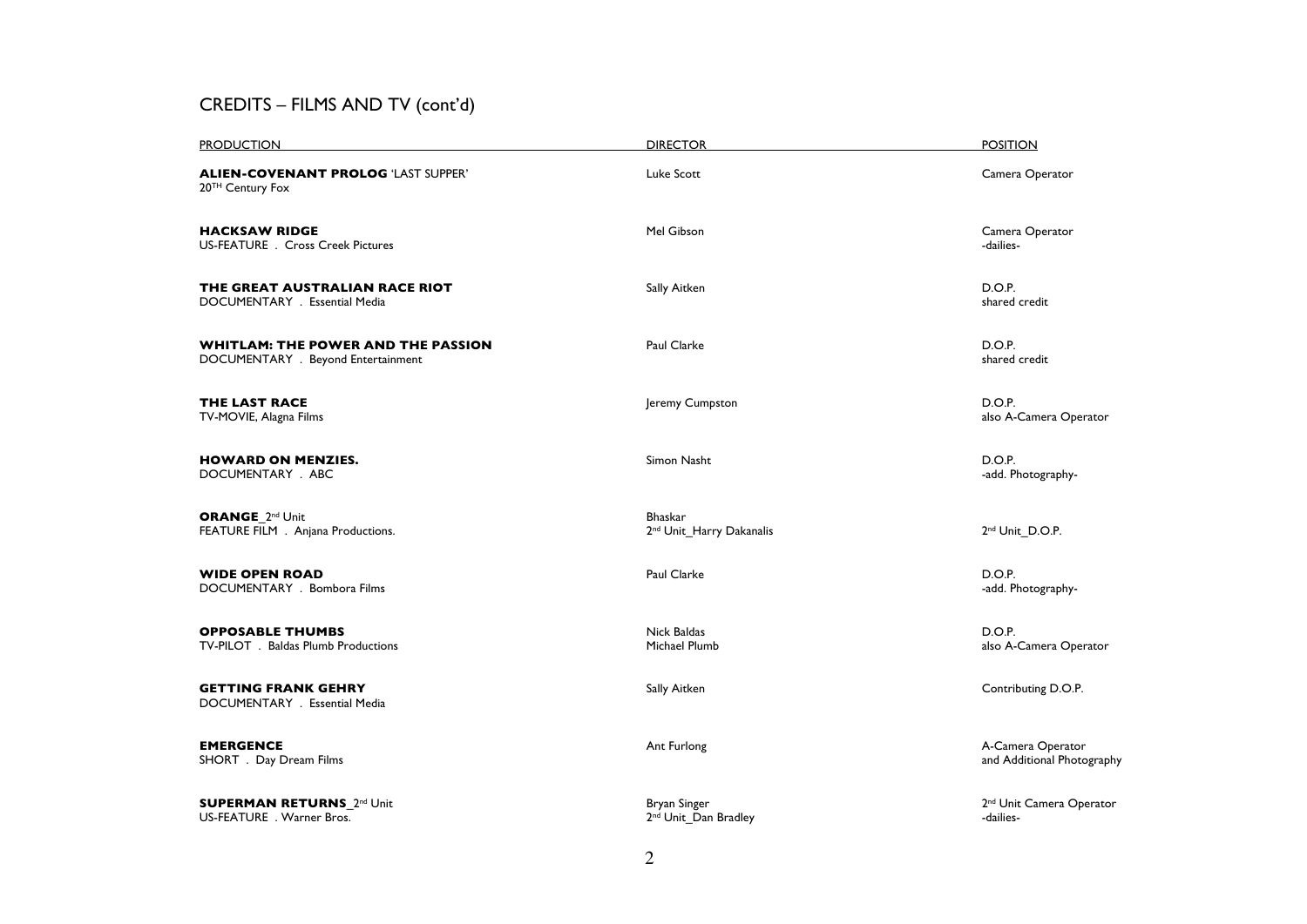## CREDITS – FILMS AND TV (cont'd)

| PRODUCTION | DIRECTOR | POSITION |
|---|---|---|
| **ALIEN-COVENANT PROLOG** 'LAST SUPPER'<br>20TH Century Fox | Luke Scott | Camera Operator |
| **HACKSAW RIDGE**<br>US-FEATURE . Cross Creek Pictures | Mel Gibson | Camera Operator<br>-dailies- |
| **THE GREAT AUSTRALIAN RACE RIOT**<br>DOCUMENTARY . Essential Media | Sally Aitken | D.O.P.<br>shared credit |
| **WHITLAM: THE POWER AND THE PASSION**<br>DOCUMENTARY . Beyond Entertainment | Paul Clarke | D.O.P.<br>shared credit |
| **THE LAST RACE**<br>TV-MOVIE, Alagna Films | Jeremy Cumpston | D.O.P.<br>also A-Camera Operator |
| **HOWARD ON MENZIES.**<br>DOCUMENTARY . ABC | Simon Nasht | D.O.P.<br>-add. Photography- |
| **ORANGE**_2nd Unit<br>FEATURE FILM . Anjana Productions. | Bhaskar<br>2nd Unit_Harry Dakanalis | 2nd Unit_D.O.P. |
| **WIDE OPEN ROAD**<br>DOCUMENTARY . Bombora Films | Paul Clarke | D.O.P.<br>-add. Photography- |
| **OPPOSABLE THUMBS**<br>TV-PILOT . Baldas Plumb Productions | Nick Baldas<br>Michael Plumb | D.O.P.<br>also A-Camera Operator |
| **GETTING FRANK GEHRY**<br>DOCUMENTARY . Essential Media | Sally Aitken | Contributing D.O.P. |
| **EMERGENCE**<br>SHORT . Day Dream Films | Ant Furlong | A-Camera Operator<br>and Additional Photography |
| **SUPERMAN RETURNS**_2nd Unit<br>US-FEATURE . Warner Bros. | Bryan Singer<br>2nd Unit_Dan Bradley | 2nd Unit Camera Operator<br>-dailies- |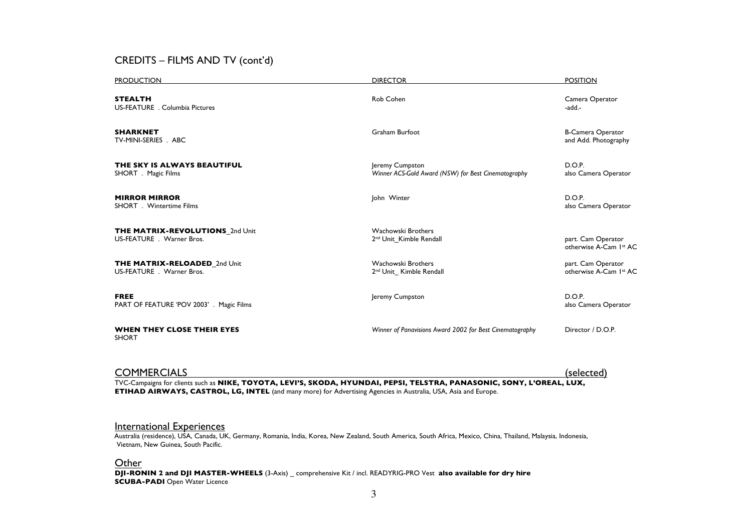## CREDITS – FILMS AND TV (cont'd)

| PRODUCTION | DIRECTOR | POSITION |
|---|---|---|
| **STEALTH**<br>US-FEATURE . Columbia Pictures | Rob Cohen | Camera Operator<br>-add.- |
| **SHARKNET**<br>TV-MINI-SERIES . ABC | Graham Burfoot | B-Camera Operator<br>and Add. Photography |
| **THE SKY IS ALWAYS BEAUTIFUL**<br>SHORT . Magic Films | Jeremy Cumpston<br>*Winner ACS-Gold Award (NSW) for Best Cinematography* | D.O.P.<br>also Camera Operator |
| **MIRROR MIRROR**<br>SHORT . Wintertime Films | John Winter | D.O.P.<br>also Camera Operator |
| **THE MATRIX-REVOLUTIONS**_2nd Unit<br>US-FEATURE . Warner Bros. | Wachowski Brothers<br>2nd Unit_Kimble Rendall | part. Cam Operator<br>otherwise A-Cam 1st AC |
| **THE MATRIX-RELOADED**_2nd Unit<br>US-FEATURE . Warner Bros. | Wachowski Brothers<br>2nd Unit_ Kimble Rendall | part. Cam Operator<br>otherwise A-Cam 1st AC |
| **FREE**<br>PART OF FEATURE 'POV 2003' . Magic Films | Jeremy Cumpston | D.O.P.<br>also Camera Operator |
| **WHEN THEY CLOSE THEIR EYES**<br>SHORT | *Winner of Panavisions Award 2002 for Best Cinematography* | Director / D.O.P. |

## COMMERCIALS (selected)

TVC-Campaigns for clients such as **NIKE, TOYOTA, LEVI'S, SKODA, HYUNDAI, PEPSI, TELSTRA, PANASONIC, SONY, L'OREAL, LUX, ETIHAD AIRWAYS, CASTROL, LG, INTEL** (and many more) for Advertising Agencies in Australia, USA, Asia and Europe.

## International Experiences

Australia (residence), USA, Canada, UK, Germany, Romania, India, Korea, New Zealand, South America, South Africa, Mexico, China, Thailand, Malaysia, Indonesia, Vietnam, New Guinea, South Pacific.

## Other

**DJI-RONIN 2 and DJI MASTER-WHEELS** (3-Axis) _ comprehensive Kit / incl. READYRIG-PRO Vest **also available for dry hire**
**SCUBA-PADI** Open Water Licence